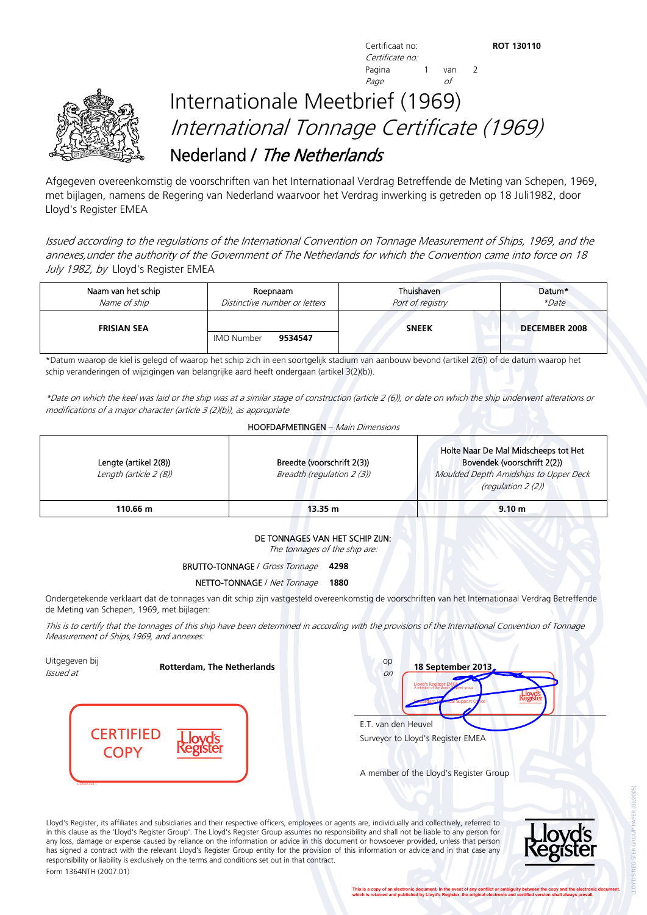Certificaat no: **ROT 130110**
*Certificate no:*

# Internationale Meetbrief (1969)
# *International Tonnage Certificate (1969)*
## Nederland / *The Netherlands*

Afgegeven overeenkomstig de voorschriften van het Internationaal Verdrag Betreffende de Meting van Schepen, 1969, met bijlagen, namens de Regering van Nederland waarvoor het Verdrag inwerking is getreden op 18 Juli1982, door Lloyd's Register EMEA

*Issued according to the regulations of the International Convention on Tonnage Measurement of Ships, 1969, and the annexes,under the authority of the Government of The Netherlands for which the Convention came into force on 18 July 1982, by* Lloyd's Register EMEA

| Naam van het schip *Name of ship* | Roepnaam *Distinctive number or letters* | Thuishaven *Port of registry* | Datum* *\*Date* |
|---|---|---|---|
| **FRISIAN SEA** | IMO Number **9534547** | **SNEEK** | **DECEMBER 2008** |

*Datum waarop de kiel is gelegd of waarop het schip zich in een soortgelijk stadium van aanbouw bevond (artikel 2(6)) of de datum waarop het schip veranderingen of wijzigingen van belangrijke aard heeft ondergaan (artikel 3(2)(b)).

*\*Date on which the keel was laid or the ship was at a similar stage of construction (article 2 (6)), or date on which the ship underwent alterations or modifications of a major character (article 3 (2)(b)), as appropriate*

HOOFDAFMETINGEN – *Main Dimensions*

| Lengte (artikel 2(8)) *Length (article 2 (8))* | Breedte (voorschrift 2(3)) *Breadth (regulation 2 (3))* | Holte Naar De Mal Midscheeps tot Het Bovendek (voorschrift 2(2)) *Moulded Depth Amidships to Upper Deck (regulation 2 (2))* |
|---|---|---|
| **110.66 m** | **13.35 m** | **9.10 m** |

DE TONNAGES VAN HET SCHIP ZIJN:
*The tonnages of the ship are:*

BRUTTO-TONNAGE / *Gross Tonnage* **4298**

NETTO-TONNAGE / *Net Tonnage* **1880**

Ondergetekende verklaart dat de tonnages van dit schip zijn vastgesteld overeenkomstig de voorschriften van het Internationaal Verdrag Betreffende de Meting van Schepen, 1969, met bijlagen:

*This is to certify that the tonnages of this ship have been determined in according with the provisions of the International Convention of Tonnage Measurement of Ships,1969, and annexes:*

Uitgegeven bij *Issued at* **Rotterdam, The Netherlands** op *on* **18 September 2013**

CERTIFIED COPY Lloyd's Register

E.T. van den Heuvel
Surveyor to Lloyd's Register EMEA

A member of the Lloyd's Register Group

Lloyd's Register, its affiliates and subsidiaries and their respective officers, employees or agents are, individually and collectively, referred to in this clause as the 'Lloyd's Register Group'. The Lloyd's Register Group assumes no responsibility and shall not be liable to any person for any loss, damage or expense caused by reliance on the information or advice in this document or howsoever provided, unless that person has signed a contract with the relevant Lloyd's Register Group entity for the provision of this information or advice and in that case any responsibility or liability is exclusively on the terms and conditions set out in that contract.

Form 1364NTH (2007.01)

This is a copy of an electronic document. In the event of any conflict or ambiguity between the copy and the electronic document, which is retained and published by Lloyd's Register, the original electronic and certified version shall always prevail.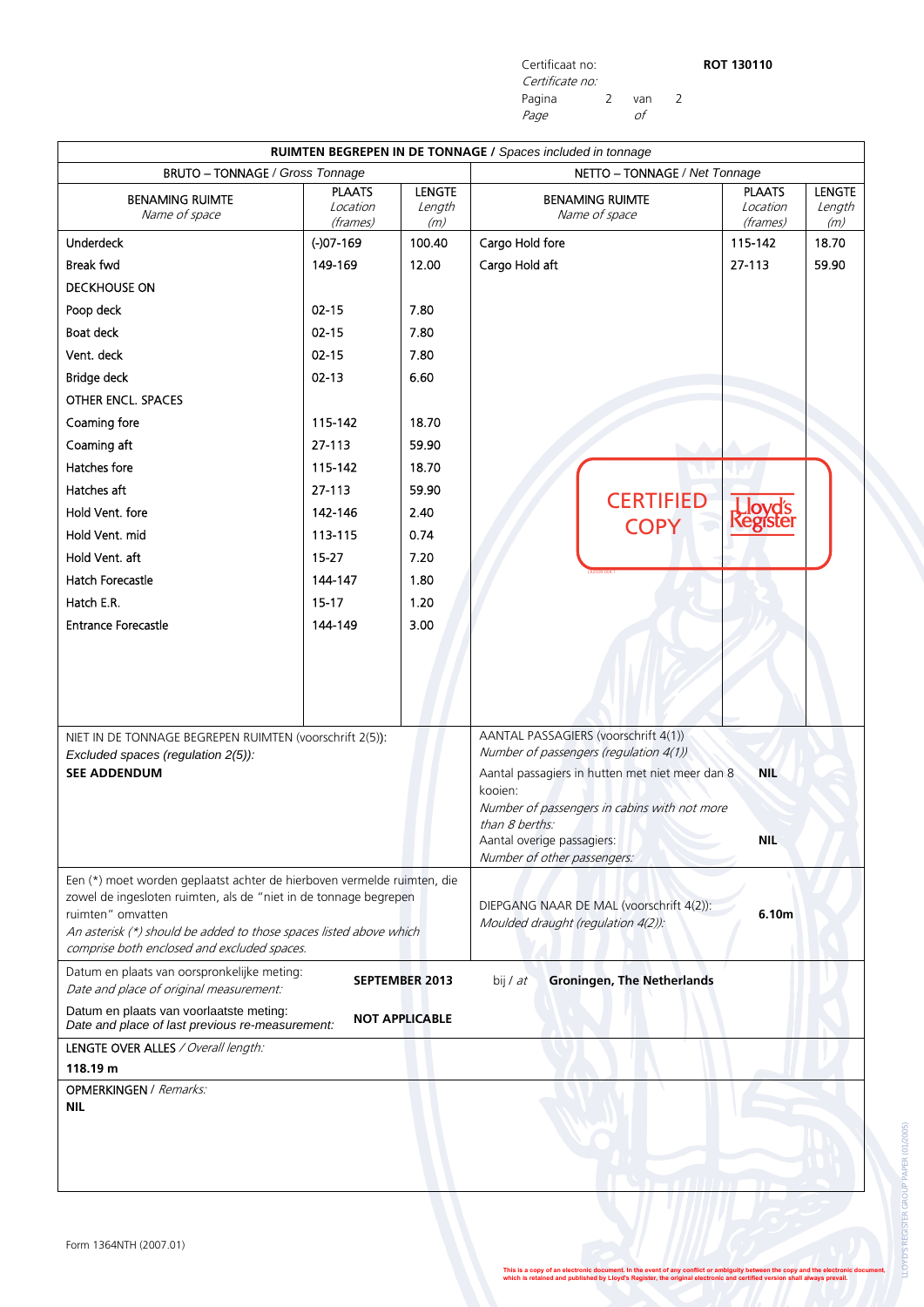Certificaat no: **ROT 130110**
*Certificate no:*

## RUIMTEN BEGREPEN IN DE TONNAGE / *Spaces included in tonnage*

| BRUTO – TONNAGE / *Gross Tonnage* | | | NETTO – TONNAGE / *Net Tonnage* | | |
|---|---|---|---|---|---|
| BENAMING RUIMTE *Name of space* | PLAATS *Location (frames)* | LENGTE *Length (m)* | BENAMING RUIMTE *Name of space* | PLAATS *Location (frames)* | LENGTE *Length (m)* |
| Underdeck | (-)07-169 | 100.40 | Cargo Hold fore | 115-142 | 18.70 |
| Break fwd | 149-169 | 12.00 | Cargo Hold aft | 27-113 | 59.90 |
| DECKHOUSE ON | | | | | |
| Poop deck | 02-15 | 7.80 | | | |
| Boat deck | 02-15 | 7.80 | | | |
| Vent. deck | 02-15 | 7.80 | | | |
| Bridge deck | 02-13 | 6.60 | | | |
| OTHER ENCL. SPACES | | | | | |
| Coaming fore | 115-142 | 18.70 | | | |
| Coaming aft | 27-113 | 59.90 | | | |
| Hatches fore | 115-142 | 18.70 | | | |
| Hatches aft | 27-113 | 59.90 | | | |
| Hold Vent. fore | 142-146 | 2.40 | | | |
| Hold Vent. mid | 113-115 | 0.74 | | | |
| Hold Vent. aft | 15-27 | 7.20 | | | |
| Hatch Forecastle | 144-147 | 1.80 | | | |
| Hatch E.R. | 15-17 | 1.20 | | | |
| Entrance Forecastle | 144-149 | 3.00 | | | |

CERTIFIED COPY Lloyd's Register

NIET IN DE TONNAGE BEGREPEN RUIMTEN (voorschrift 2(5)):
*Excluded spaces (regulation 2(5)):*
**SEE ADDENDUM**

AANTAL PASSAGIERS (voorschrift 4(1))
*Number of passengers (regulation 4(1))*

Aantal passagiers in hutten met niet meer dan 8 kooien:
*Number of passengers in cabins with not more than 8 berths:* **NIL**

Aantal overige passagiers:
*Number of other passengers:* **NIL**

Een (*) moet worden geplaatst achter de hierboven vermelde ruimten, die zowel de ingesloten ruimten, als de "niet in de tonnage begrepen ruimten" omvatten
*An asterisk (*) should be added to those spaces listed above which comprise both enclosed and excluded spaces.*

DIEPGANG NAAR DE MAL (voorschrift 4(2)):
*Moulded draught (regulation 4(2)):* **6.10m**

Datum en plaats van oorspronkelijke meting:
*Date and place of original measurement:* **SEPTEMBER 2013** bij / *at* **Groningen, The Netherlands**

Datum en plaats van voorlaatste meting:
*Date and place of last previous re-measurement:* **NOT APPLICABLE**

LENGTE OVER ALLES / *Overall length:*
**118.19 m**

OPMERKINGEN / *Remarks:*
**NIL**

Form 1364NTH (2007.01)

This is a copy of an electronic document. In the event of any conflict or ambiguity between the copy and the electronic document, which is retained and published by Lloyd's Register, the original electronic and certified version shall always prevail.